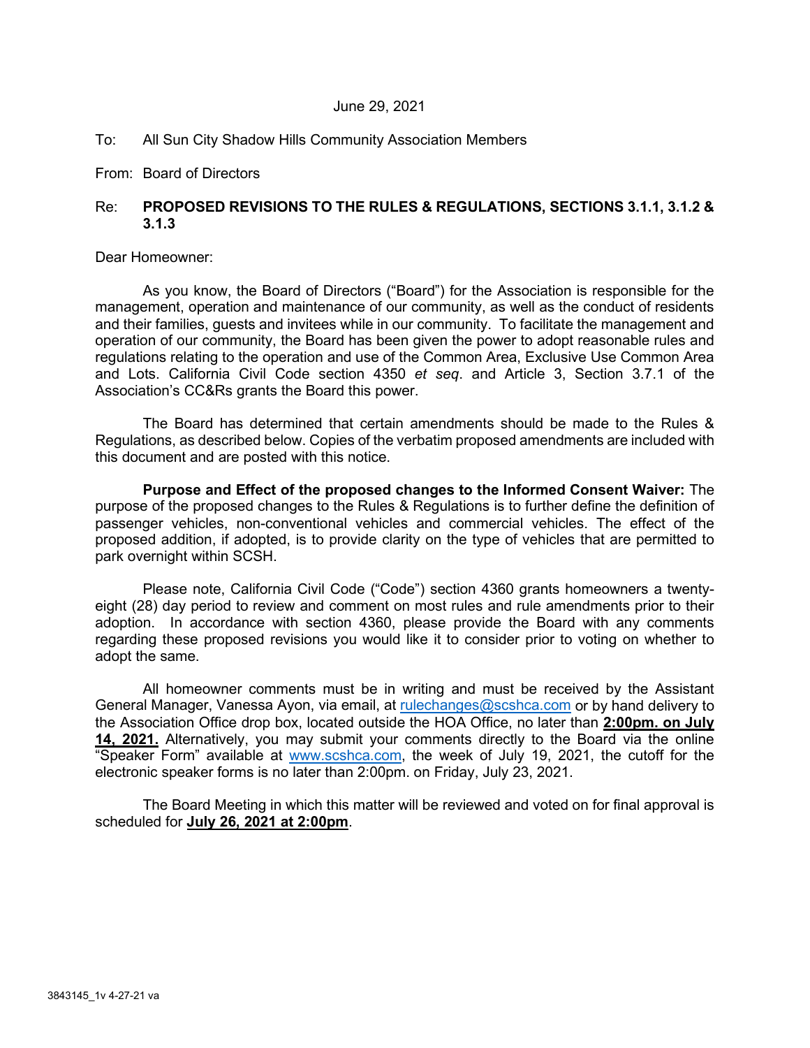June 29, 2021

To: All Sun City Shadow Hills Community Association Members

From: Board of Directors

Re: **PROPOSED REVISIONS TO THE RULES & REGULATIONS, SECTIONS 3.1.1, 3.1.2 & 3.1.3**

Dear Homeowner:

As you know, the Board of Directors ("Board") for the Association is responsible for the management, operation and maintenance of our community, as well as the conduct of residents and their families, guests and invitees while in our community. To facilitate the management and operation of our community, the Board has been given the power to adopt reasonable rules and regulations relating to the operation and use of the Common Area, Exclusive Use Common Area and Lots. California Civil Code section 4350 *et seq*. and Article 3, Section 3.7.1 of the Association's CC&Rs grants the Board this power.

The Board has determined that certain amendments should be made to the Rules & Regulations, as described below. Copies of the verbatim proposed amendments are included with this document and are posted with this notice.

**Purpose and Effect of the proposed changes to the Informed Consent Waiver:** The purpose of the proposed changes to the Rules & Regulations is to further define the definition of passenger vehicles, non-conventional vehicles and commercial vehicles. The effect of the proposed addition, if adopted, is to provide clarity on the type of vehicles that are permitted to park overnight within SCSH.

Please note, California Civil Code ("Code") section 4360 grants homeowners a twenty-eight (28) day period to review and comment on most rules and rule amendments prior to their adoption. In accordance with section 4360, please provide the Board with any comments regarding these proposed revisions you would like it to consider prior to voting on whether to adopt the same.

All homeowner comments must be in writing and must be received by the Assistant General Manager, Vanessa Ayon, via email, at rulechanges@scshca.com or by hand delivery to the Association Office drop box, located outside the HOA Office, no later than **2:00pm. on July 14, 2021.** Alternatively, you may submit your comments directly to the Board via the online "Speaker Form" available at www.scshca.com, the week of July 19, 2021, the cutoff for the electronic speaker forms is no later than 2:00pm. on Friday, July 23, 2021.

The Board Meeting in which this matter will be reviewed and voted on for final approval is scheduled for **July 26, 2021 at 2:00pm**.

3843145_1v 4-27-21 va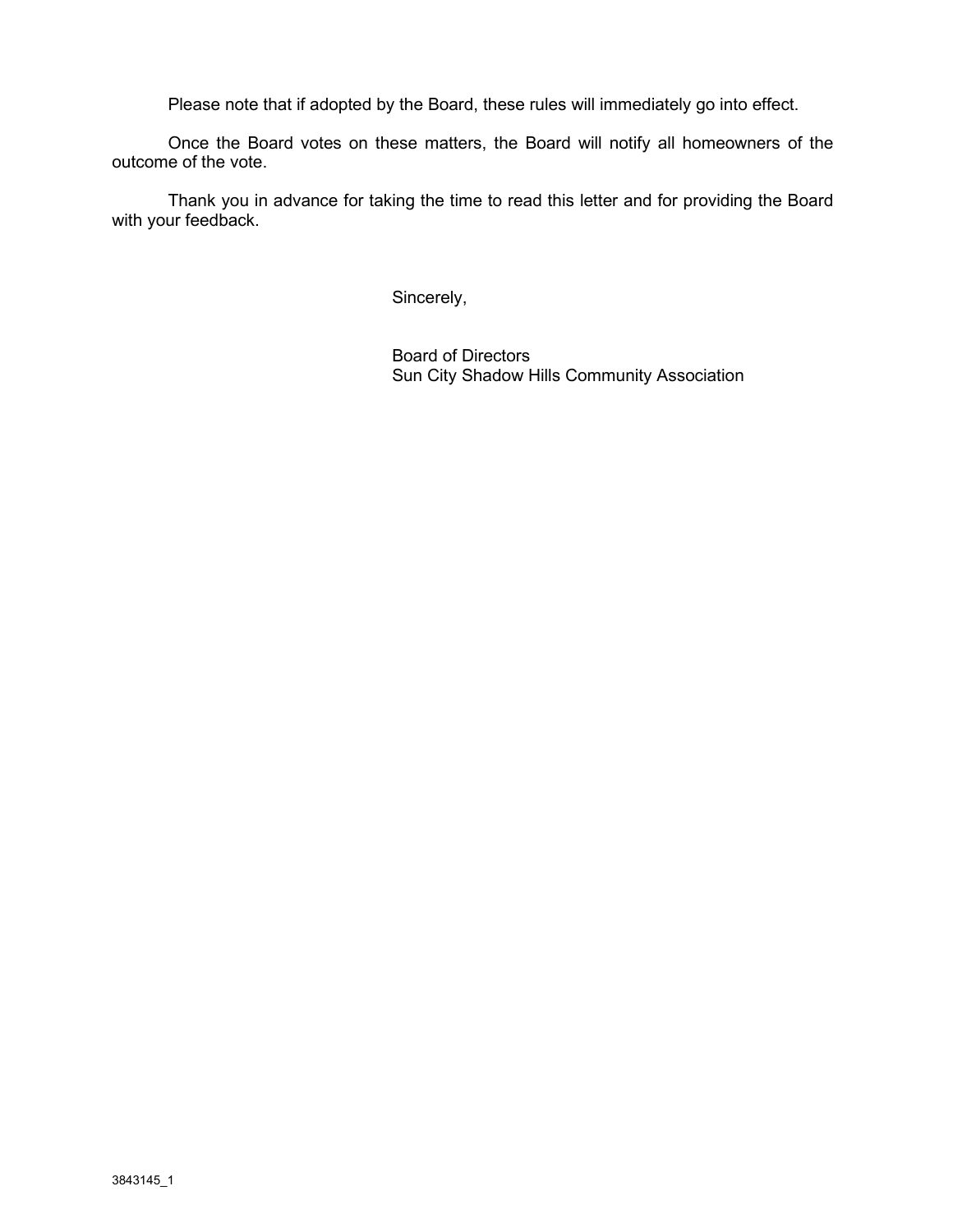Please note that if adopted by the Board, these rules will immediately go into effect.

Once the Board votes on these matters, the Board will notify all homeowners of the outcome of the vote.

Thank you in advance for taking the time to read this letter and for providing the Board with your feedback.

Sincerely,

Board of Directors
Sun City Shadow Hills Community Association

3843145_1